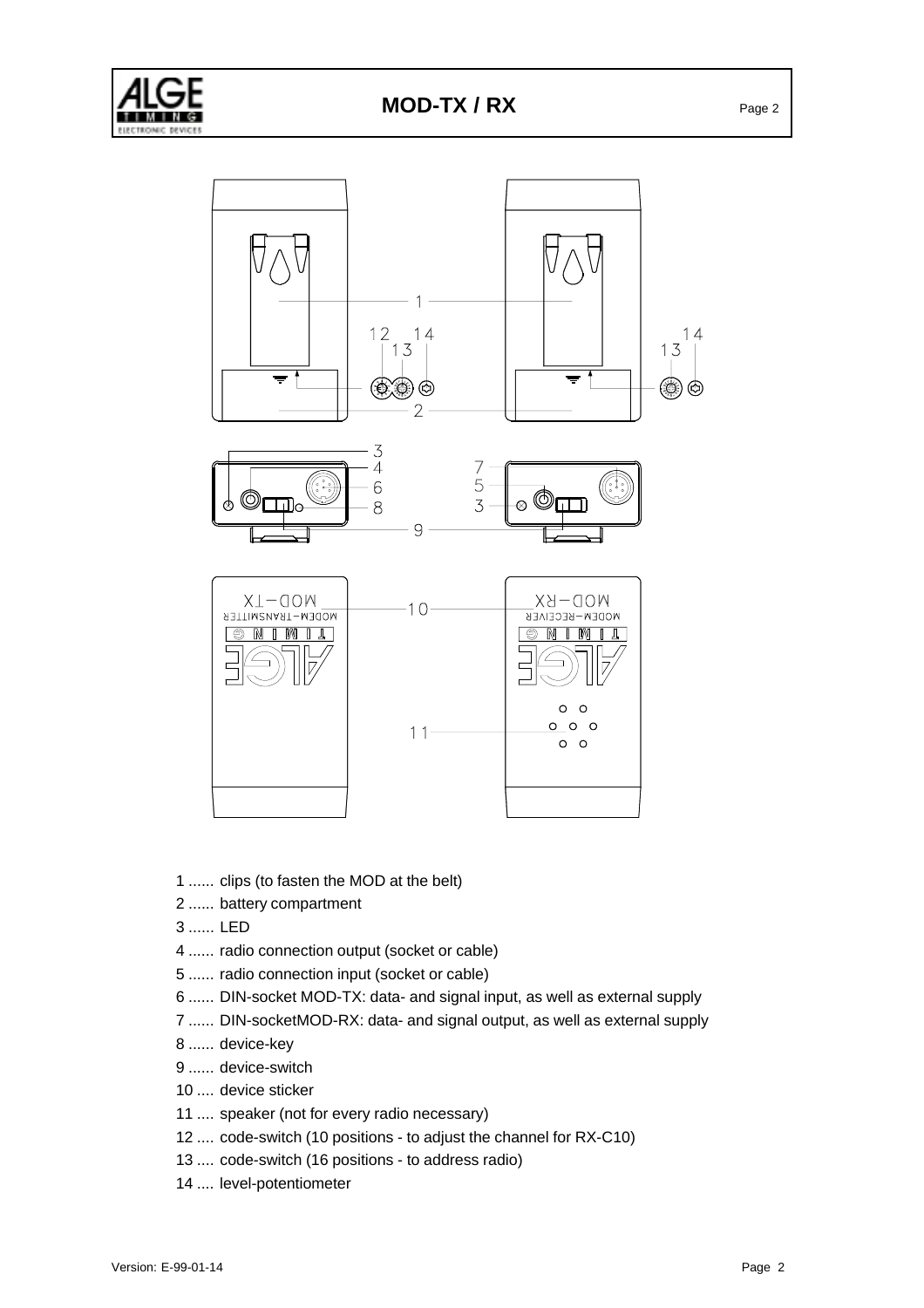1 ...... clips (to fasten the MOD at the belt)
2 ...... battery compartment
3 ...... LED
4 ...... radio connection output (socket or cable)
5 ...... radio connection input (socket or cable)
6 ...... DIN-socket MOD-TX: data- and signal input, as well as external supply
7 ...... DIN-socketMOD-RX: data- and signal output, as well as external supply
8 ...... device-key
9 ...... device-switch
10 .... device sticker
11 .... speaker (not for every radio necessary)
12 .... code-switch (10 positions - to adjust the channel for RX-C10)
13 .... code-switch (16 positions - to address radio)
14 .... level-potentiometer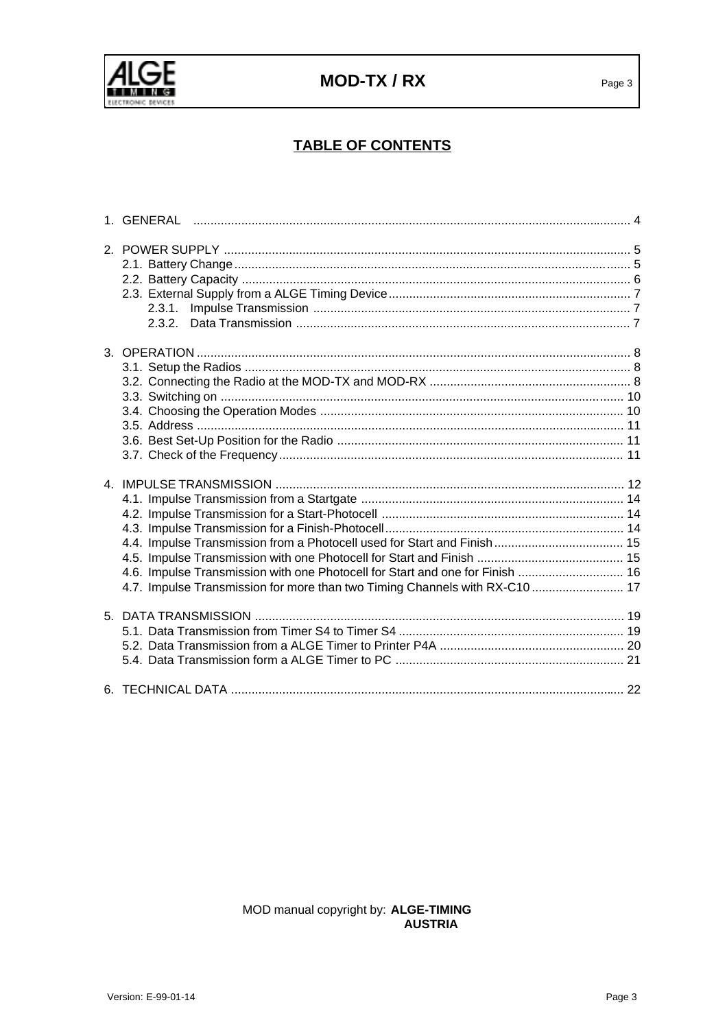# TABLE OF CONTENTS

1. GENERAL ..... 4

2. POWER SUPPLY ..... 5
   - 2.1. Battery Change ..... 5
   - 2.2. Battery Capacity ..... 6
   - 2.3. External Supply from a ALGE Timing Device ..... 7
     - 2.3.1. Impulse Transmission ..... 7
     - 2.3.2. Data Transmission ..... 7

3. OPERATION ..... 8
   - 3.1. Setup the Radios ..... 8
   - 3.2. Connecting the Radio at the MOD-TX and MOD-RX ..... 8
   - 3.3. Switching on ..... 10
   - 3.4. Choosing the Operation Modes ..... 10
   - 3.5. Address ..... 11
   - 3.6. Best Set-Up Position for the Radio ..... 11
   - 3.7. Check of the Frequency ..... 11

4. IMPULSE TRANSMISSION ..... 12
   - 4.1. Impulse Transmission from a Startgate ..... 14
   - 4.2. Impulse Transmission for a Start-Photocell ..... 14
   - 4.3. Impulse Transmission for a Finish-Photocell ..... 14
   - 4.4. Impulse Transmission from a Photocell used for Start and Finish ..... 15
   - 4.5. Impulse Transmission with one Photocell for Start and Finish ..... 15
   - 4.6. Impulse Transmission with one Photocell for Start and one for Finish ..... 16
   - 4.7. Impulse Transmission for more than two Timing Channels with RX-C10 ..... 17

5. DATA TRANSMISSION ..... 19
   - 5.1. Data Transmission from Timer S4 to Timer S4 ..... 19
   - 5.2. Data Transmission from a ALGE Timer to Printer P4A ..... 20
   - 5.4. Data Transmission form a ALGE Timer to PC ..... 21

6. TECHNICAL DATA ..... 22

MOD manual copyright by: **ALGE-TIMING AUSTRIA**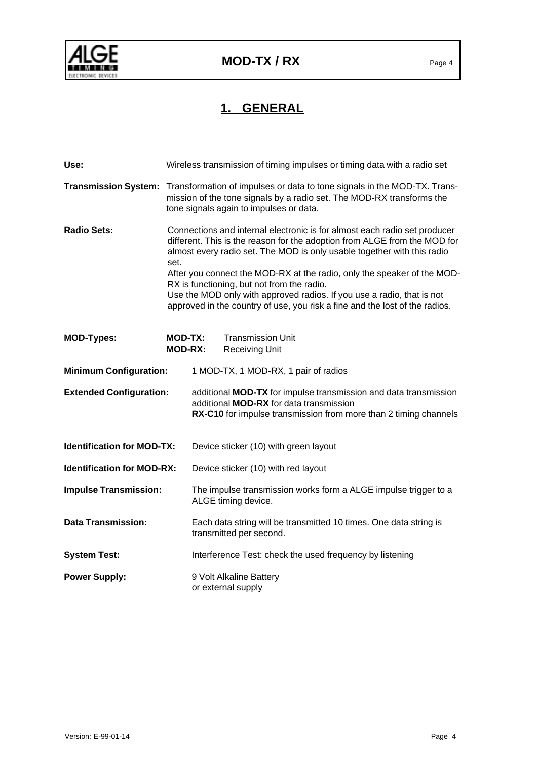# 1. GENERAL

**Use:** Wireless transmission of timing impulses or timing data with a radio set

**Transmission System:** Transformation of impulses or data to tone signals in the MOD-TX. Transmission of the tone signals by a radio set. The MOD-RX transforms the tone signals again to impulses or data.

**Radio Sets:** Connections and internal electronic is for almost each radio set producer different. This is the reason for the adoption from ALGE from the MOD for almost every radio set. The MOD is only usable together with this radio set.
After you connect the MOD-RX at the radio, only the speaker of the MOD-RX is functioning, but not from the radio.
Use the MOD only with approved radios. If you use a radio, that is not approved in the country of use, you risk a fine and the lost of the radios.

**MOD-Types:**
**MOD-TX:** Transmission Unit
**MOD-RX:** Receiving Unit

**Minimum Configuration:** 1 MOD-TX, 1 MOD-RX, 1 pair of radios

**Extended Configuration:** additional **MOD-TX** for impulse transmission and data transmission
additional **MOD-RX** for data transmission
**RX-C10** for impulse transmission from more than 2 timing channels

**Identification for MOD-TX:** Device sticker (10) with green layout

**Identification for MOD-RX:** Device sticker (10) with red layout

**Impulse Transmission:** The impulse transmission works form a ALGE impulse trigger to a ALGE timing device.

**Data Transmission:** Each data string will be transmitted 10 times. One data string is transmitted per second.

**System Test:** Interference Test: check the used frequency by listening

**Power Supply:** 9 Volt Alkaline Battery
or external supply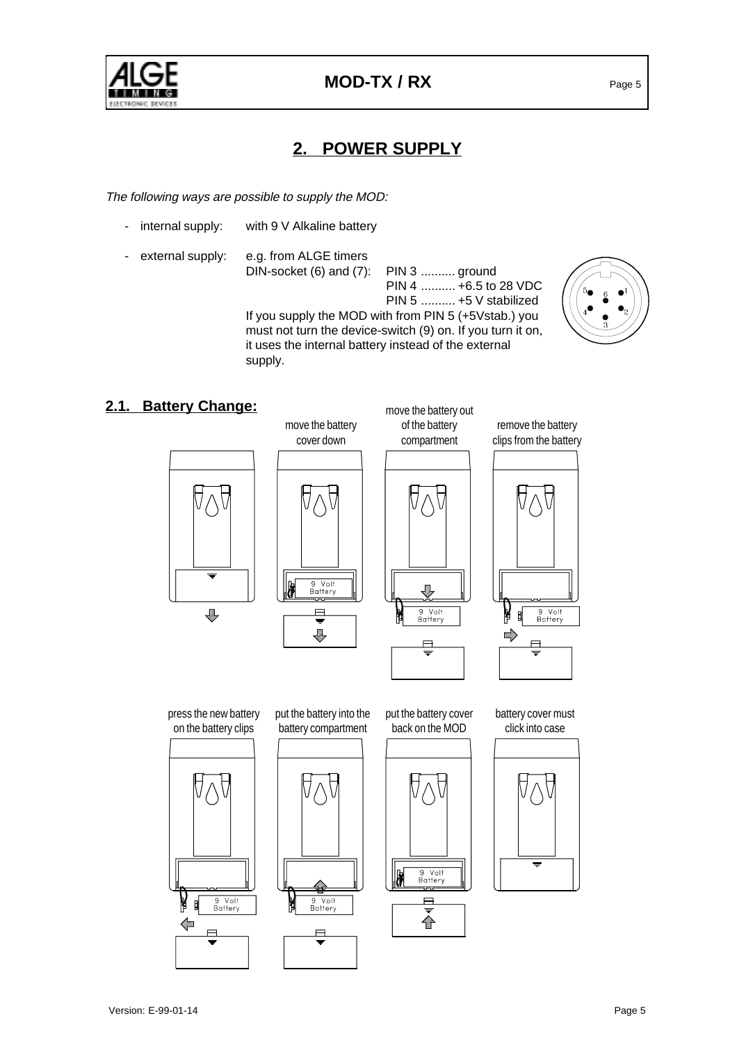# 2. POWER SUPPLY

*The following ways are possible to supply the MOD:*

- internal supply: with 9 V Alkaline battery
- external supply: e.g. from ALGE timers
  DIN-socket (6) and (7):
  PIN 3 .......... ground
  PIN 4 .......... +6.5 to 28 VDC
  PIN 5 .......... +5 V stabilized

  If you supply the MOD with from PIN 5 (+5Vstab.) you must not turn the device-switch (9) on. If you turn it on, it uses the internal battery instead of the external supply.

## 2.1. Battery Change:

move the battery cover down

move the battery out of the battery compartment

remove the battery clips from the battery

press the new battery on the battery clips

put the battery into the battery compartment

put the battery cover back on the MOD

battery cover must click into case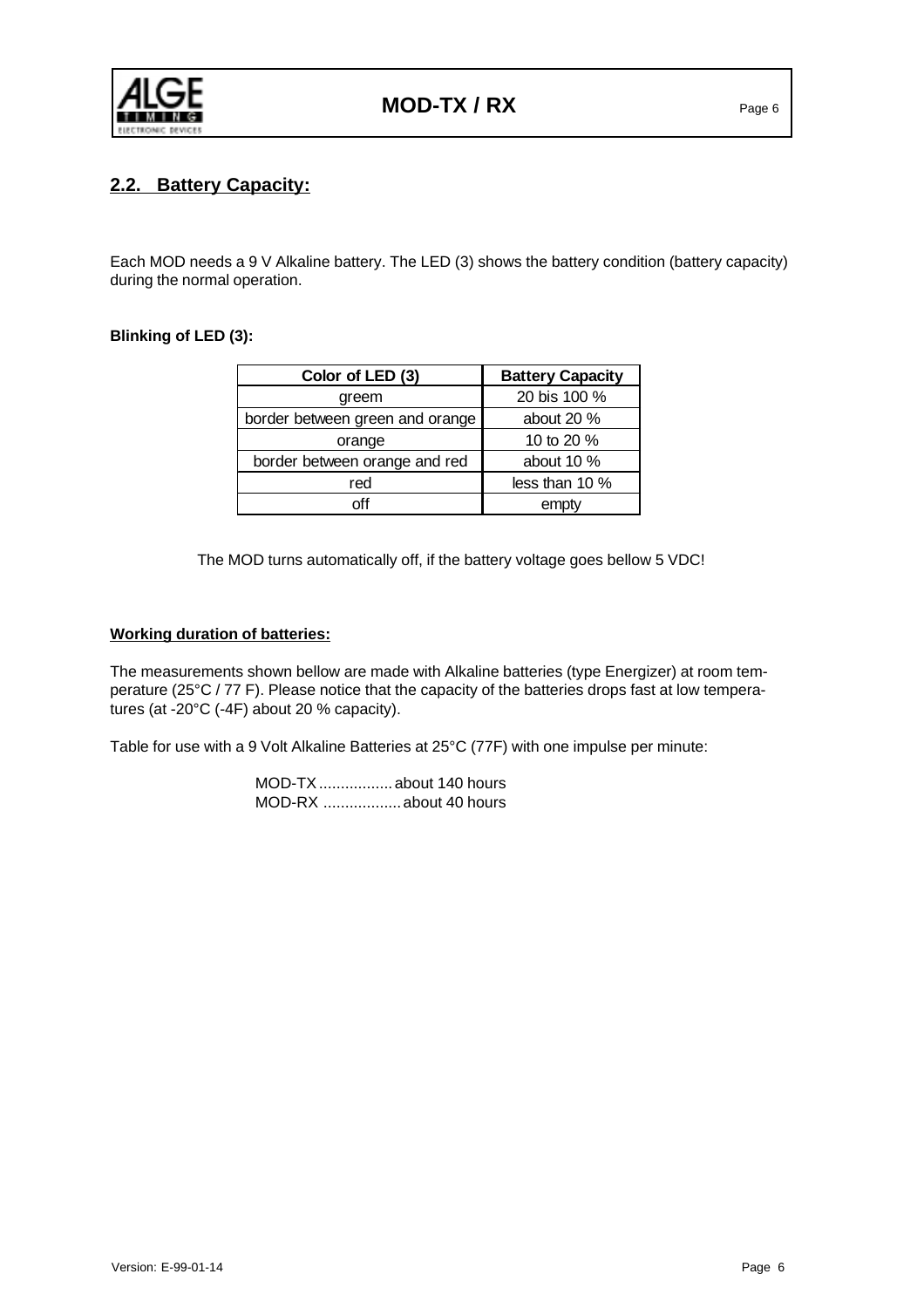## 2.2. Battery Capacity:

Each MOD needs a 9 V Alkaline battery. The LED (3) shows the battery condition (battery capacity) during the normal operation.

**Blinking of LED (3):**

| Color of LED (3) | Battery Capacity |
|---|---|
| greem | 20 bis 100 % |
| border between green and orange | about 20 % |
| orange | 10 to 20 % |
| border between orange and red | about 10 % |
| red | less than 10 % |
| off | empty |

The MOD turns automatically off, if the battery voltage goes bellow 5 VDC!

**Working duration of batteries:**

The measurements shown bellow are made with Alkaline batteries (type Energizer) at room temperature (25°C / 77 F). Please notice that the capacity of the batteries drops fast at low temperatures (at -20°C (-4F) about 20 % capacity).

Table for use with a 9 Volt Alkaline Batteries at 25°C (77F) with one impulse per minute:

MOD-TX ................ about 140 hours
MOD-RX ................. about 40 hours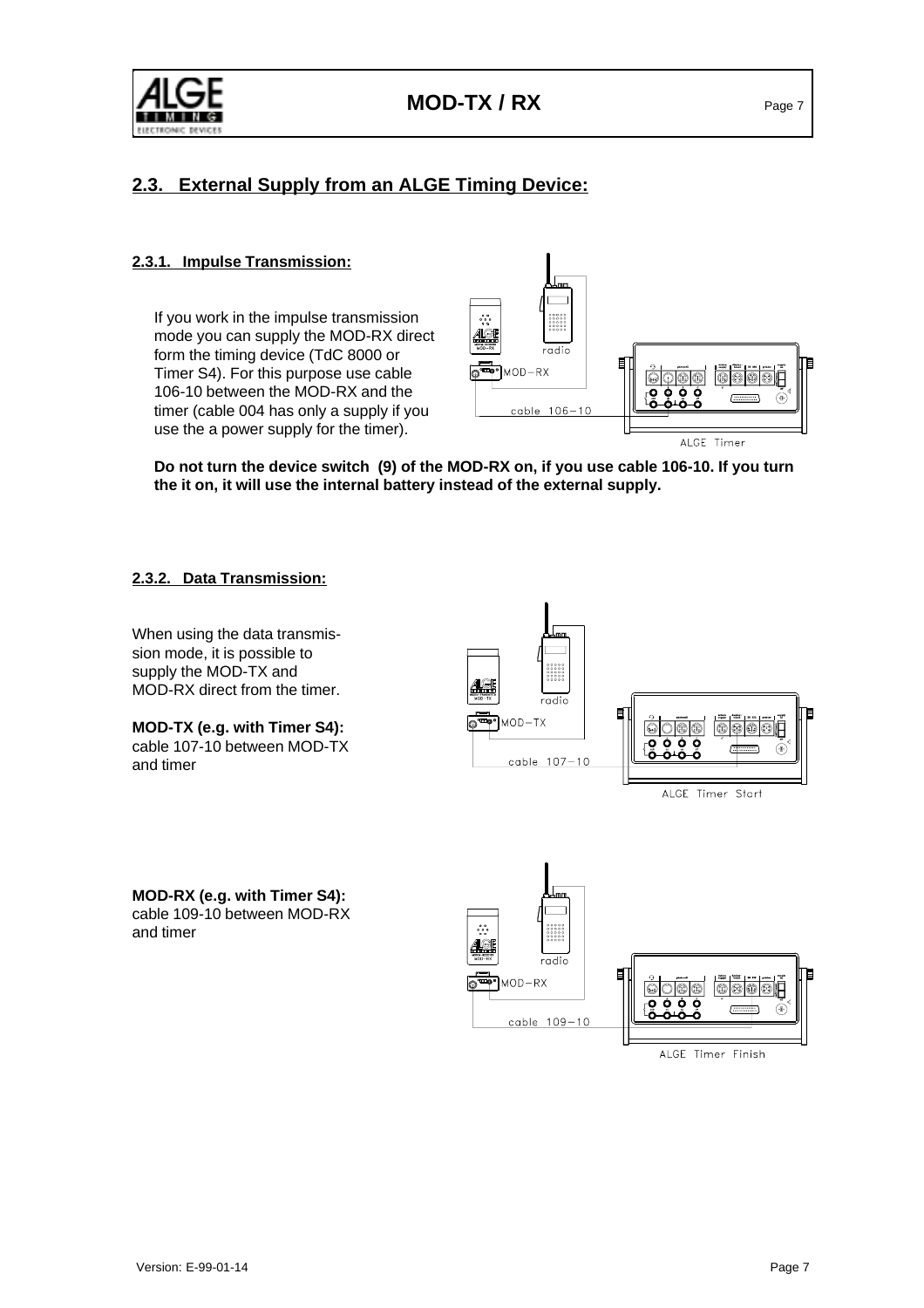## 2.3. External Supply from an ALGE Timing Device:

### 2.3.1. Impulse Transmission:

If you work in the impulse transmission mode you can supply the MOD-RX direct form the timing device (TdC 8000 or Timer S4). For this purpose use cable 106-10 between the MOD-RX and the timer (cable 004 has only a supply if you use the power supply for the timer).

**Do not turn the device switch (9) of the MOD-RX on, if you use cable 106-10. If you turn the it on, it will use the internal battery instead of the external supply.**

### 2.3.2. Data Transmission:

When using the data transmission mode, it is possible to supply the MOD-TX and MOD-RX direct from the timer.

**MOD-TX (e.g. with Timer S4):**
cable 107-10 between MOD-TX and timer

**MOD-RX (e.g. with Timer S4):**
cable 109-10 between MOD-RX and timer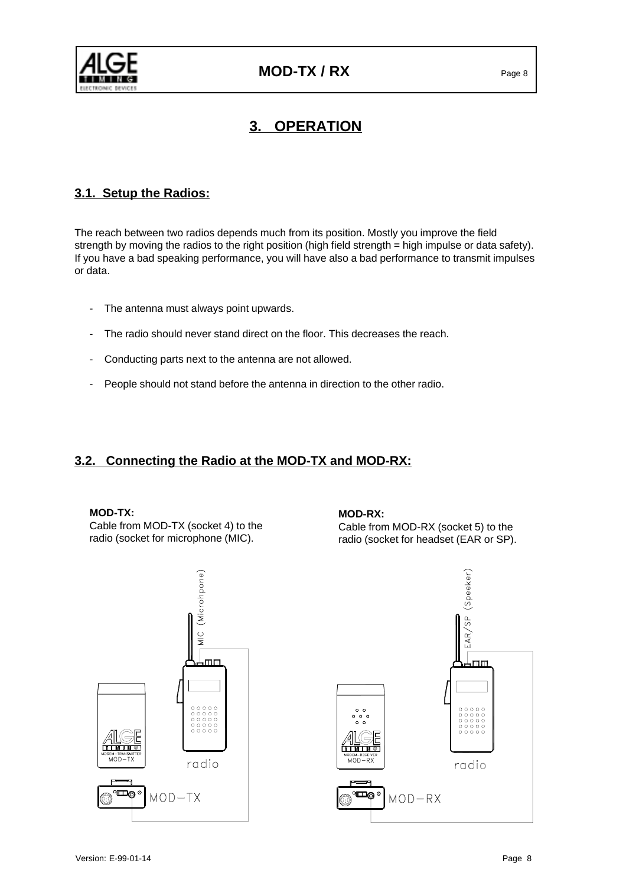# 3. OPERATION

## 3.1. Setup the Radios:

The reach between two radios depends much from its position. Mostly you improve the field strength by moving the radios to the right position (high field strength = high impulse or data safety). If you have a bad speaking performance, you will have also a bad performance to transmit impulses or data.

- The antenna must always point upwards.
- The radio should never stand direct on the floor. This decreases the reach.
- Conducting parts next to the antenna are not allowed.
- People should not stand before the antenna in direction to the other radio.

## 3.2. Connecting the Radio at the MOD-TX and MOD-RX:

**MOD-TX:**
Cable from MOD-TX (socket 4) to the radio (socket for microphone (MIC).

**MOD-RX:**
Cable from MOD-RX (socket 5) to the radio (socket for headset (EAR or SP).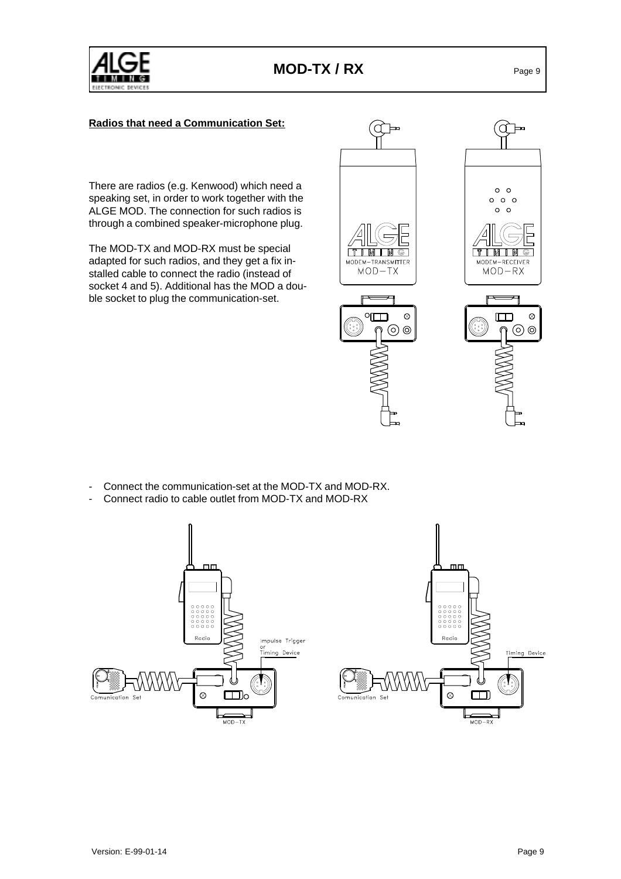**Radios that need a Communication Set:**

There are radios (e.g. Kenwood) which need a speaking set, in order to work together with the ALGE MOD. The connection for such radios is through a combined speaker-microphone plug.

The MOD-TX and MOD-RX must be special adapted for such radios, and they get a fix installed cable to connect the radio (instead of socket 4 and 5). Additional has the MOD a double socket to plug the communication-set.

- Connect the communication-set at the MOD-TX and MOD-RX.
- Connect radio to cable outlet from MOD-TX and MOD-RX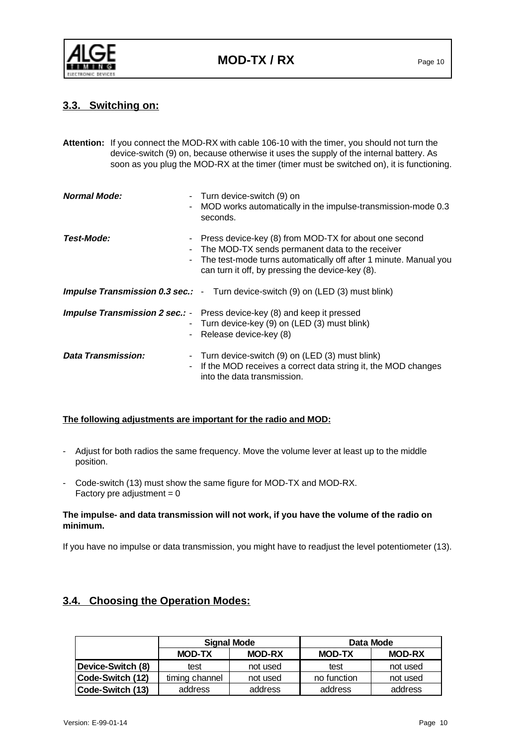## 3.3. Switching on:

**Attention:** If you connect the MOD-RX with cable 106-10 with the timer, you should not turn the device-switch (9) on, because otherwise it uses the supply of the internal battery. As soon as you plug the MOD-RX at the timer (timer must be switched on), it is functioning.

***Normal Mode:***
- Turn device-switch (9) on
- MOD works automatically in the impulse-transmission-mode 0.3 seconds.

***Test-Mode:***
- Press device-key (8) from MOD-TX for about one second
- The MOD-TX sends permanent data to the receiver
- The test-mode turns automatically off after 1 minute. Manual you can turn it off, by pressing the device-key (8).

***Impulse Transmission 0.3 sec.:***
- Turn device-switch (9) on (LED (3) must blink)

***Impulse Transmission 2 sec.:***
- Press device-key (8) and keep it pressed
- Turn device-key (9) on (LED (3) must blink)
- Release device-key (8)

***Data Transmission:***
- Turn device-switch (9) on (LED (3) must blink)
- If the MOD receives a correct data string it, the MOD changes into the data transmission.

**The following adjustments are important for the radio and MOD:**

- Adjust for both radios the same frequency. Move the volume lever at least up to the middle position.
- Code-switch (13) must show the same figure for MOD-TX and MOD-RX.
  Factory pre adjustment = 0

**The impulse- and data transmission will not work, if you have the volume of the radio on minimum.**

If you have no impulse or data transmission, you might have to readjust the level potentiometer (13).

## 3.4. Choosing the Operation Modes:

| | **Signal Mode** | | **Data Mode** | |
|---|---|---|---|---|
| | **MOD-TX** | **MOD-RX** | **MOD-TX** | **MOD-RX** |
| **Device-Switch (8)** | test | not used | test | not used |
| **Code-Switch (12)** | timing channel | not used | no function | not used |
| **Code-Switch (13)** | address | address | address | address |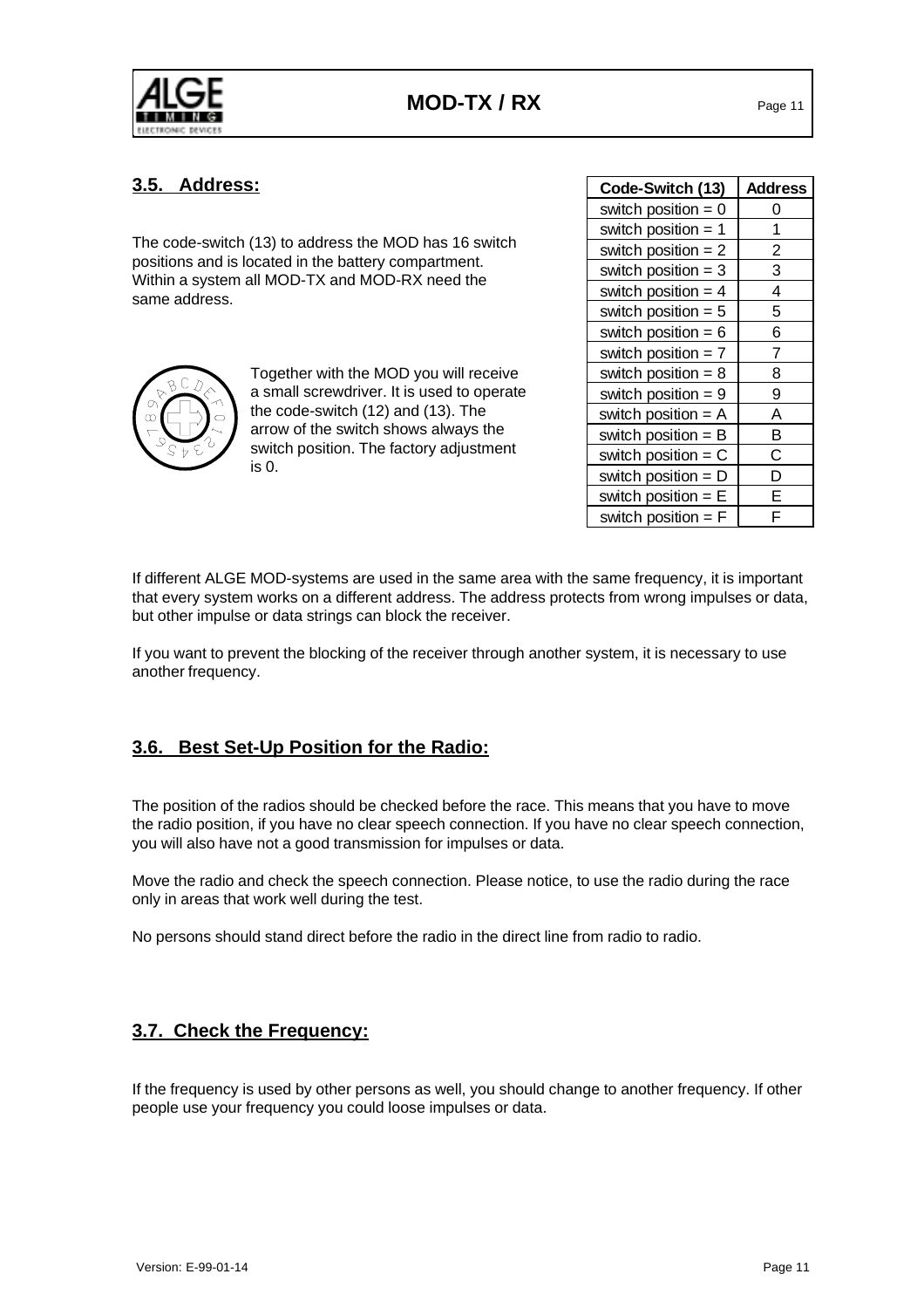## 3.5. Address:

The code-switch (13) to address the MOD has 16 switch positions and is located in the battery compartment. Within a system all MOD-TX and MOD-RX need the same address.

Together with the MOD you will receive a small screwdriver. It is used to operate the code-switch (12) and (13). The arrow of the switch shows always the switch position. The factory adjustment is 0.

| Code-Switch (13) | Address |
|---|---|
| switch position = 0 | 0 |
| switch position = 1 | 1 |
| switch position = 2 | 2 |
| switch position = 3 | 3 |
| switch position = 4 | 4 |
| switch position = 5 | 5 |
| switch position = 6 | 6 |
| switch position = 7 | 7 |
| switch position = 8 | 8 |
| switch position = 9 | 9 |
| switch position = A | A |
| switch position = B | B |
| switch position = C | C |
| switch position = D | D |
| switch position = E | E |
| switch position = F | F |

If different ALGE MOD-systems are used in the same area with the same frequency, it is important that every system works on a different address. The address protects from wrong impulses or data, but other impulse or data strings can block the receiver.

If you want to prevent the blocking of the receiver through another system, it is necessary to use another frequency.

## 3.6. Best Set-Up Position for the Radio:

The position of the radios should be checked before the race. This means that you have to move the radio position, if you have no clear speech connection. If you have no clear speech connection, you will also have not a good transmission for impulses or data.

Move the radio and check the speech connection. Please notice, to use the radio during the race only in areas that work well during the test.

No persons should stand direct before the radio in the direct line from radio to radio.

## 3.7. Check the Frequency:

If the frequency is used by other persons as well, you should change to another frequency. If other people use your frequency you could loose impulses or data.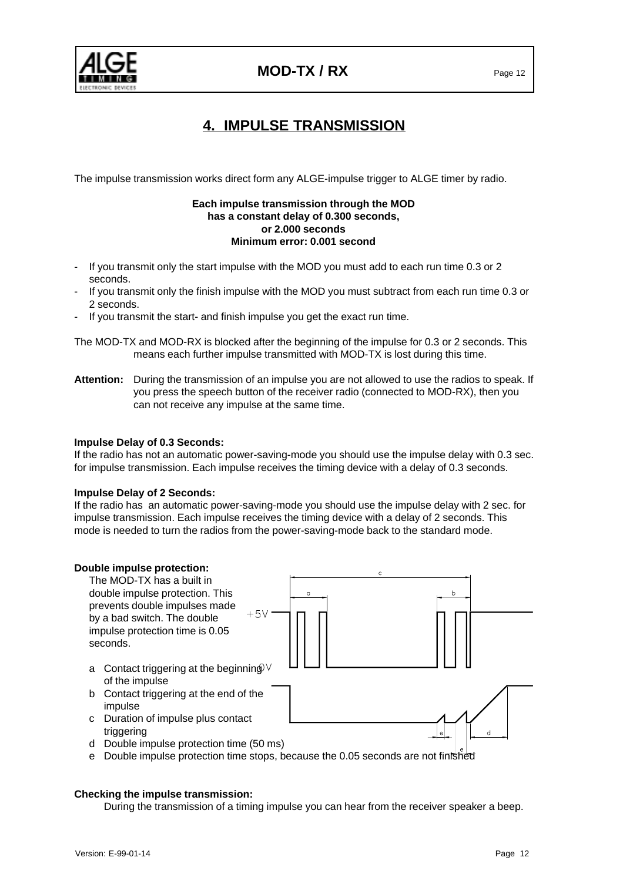# 4. IMPULSE TRANSMISSION

The impulse transmission works direct form any ALGE-impulse trigger to ALGE timer by radio.

**Each impulse transmission through the MOD has a constant delay of 0.300 seconds, or 2.000 seconds Minimum error: 0.001 second**

- If you transmit only the start impulse with the MOD you must add to each run time 0.3 or 2 seconds.
- If you transmit only the finish impulse with the MOD you must subtract from each run time 0.3 or 2 seconds.
- If you transmit the start- and finish impulse you get the exact run time.

The MOD-TX and MOD-RX is blocked after the beginning of the impulse for 0.3 or 2 seconds. This means each further impulse transmitted with MOD-TX is lost during this time.

**Attention:** During the transmission of an impulse you are not allowed to use the radios to speak. If you press the speech button of the receiver radio (connected to MOD-RX), then you can not receive any impulse at the same time.

**Impulse Delay of 0.3 Seconds:**
If the radio has not an automatic power-saving-mode you should use the impulse delay with 0.3 sec. for impulse transmission. Each impulse receives the timing device with a delay of 0.3 seconds.

**Impulse Delay of 2 Seconds:**
If the radio has an automatic power-saving-mode you should use the impulse delay with 2 sec. for impulse transmission. Each impulse receives the timing device with a delay of 2 seconds. This mode is needed to turn the radios from the power-saving-mode back to the standard mode.

**Double impulse protection:**
The MOD-TX has a built in double impulse protection. This prevents double impulses made by a bad switch. The double impulse protection time is 0.05 seconds.

a Contact triggering at the beginning of the impulse
b Contact triggering at the end of the impulse
c Duration of impulse plus contact triggering
d Double impulse protection time (50 ms)
e Double impulse protection time stops, because the 0.05 seconds are not finished

**Checking the impulse transmission:**
During the transmission of a timing impulse you can hear from the receiver speaker a beep.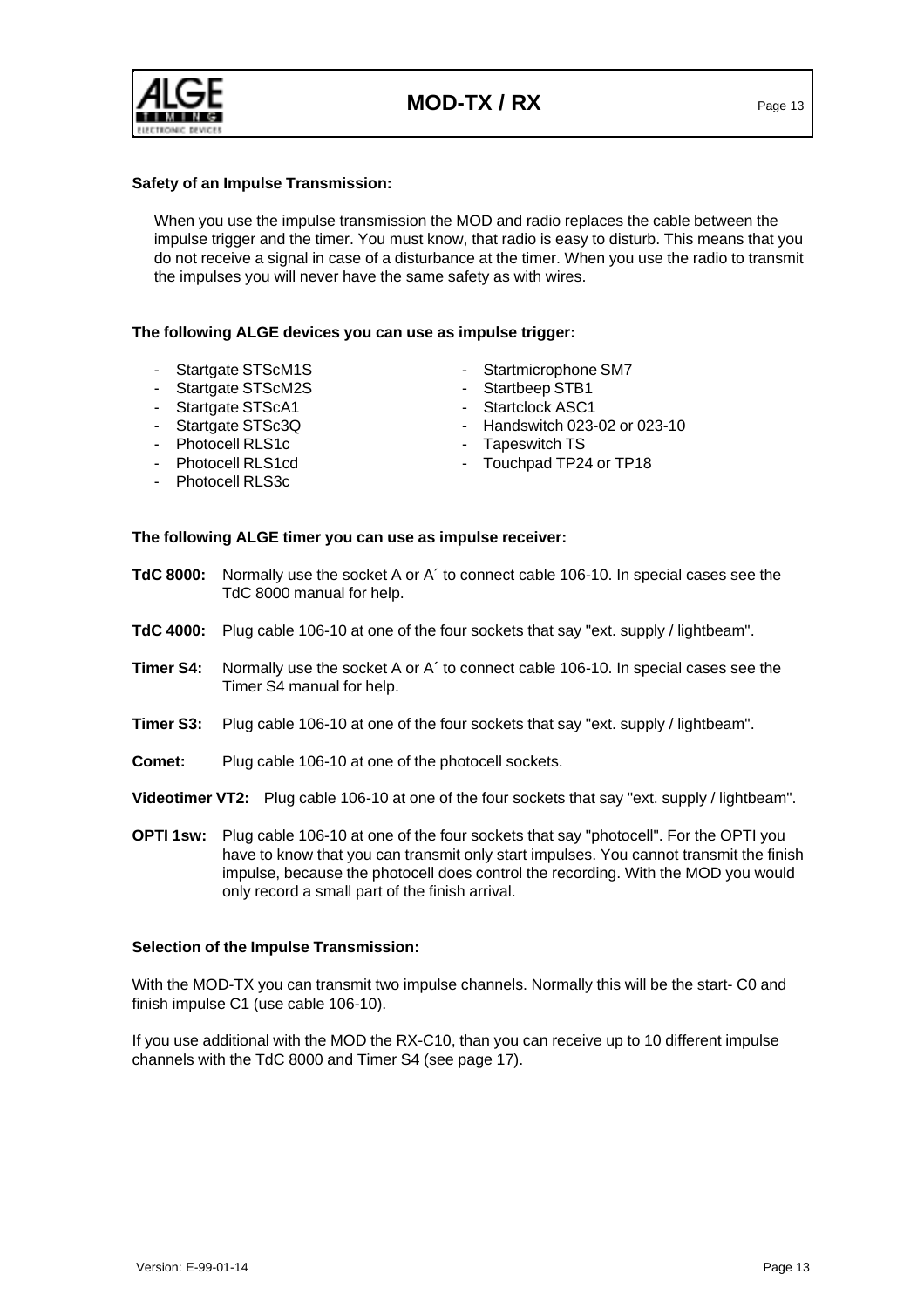**Safety of an Impulse Transmission:**

When you use the impulse transmission the MOD and radio replaces the cable between the impulse trigger and the timer. You must know, that radio is easy to disturb. This means that you do not receive a signal in case of a disturbance at the timer. When you use the radio to transmit the impulses you will never have the same safety as with wires.

**The following ALGE devices you can use as impulse trigger:**

- Startgate STScM1S
- Startgate STScM2S
- Startgate STScA1
- Startgate STSc3Q
- Photocell RLS1c
- Photocell RLS1cd
- Photocell RLS3c
- Startmicrophone SM7
- Startbeep STB1
- Startclock ASC1
- Handswitch 023-02 or 023-10
- Tapeswitch TS
- Touchpad TP24 or TP18

**The following ALGE timer you can use as impulse receiver:**

**TdC 8000:** Normally use the socket A or A´ to connect cable 106-10. In special cases see the TdC 8000 manual for help.

**TdC 4000:** Plug cable 106-10 at one of the four sockets that say "ext. supply / lightbeam".

**Timer S4:** Normally use the socket A or A´ to connect cable 106-10. In special cases see the Timer S4 manual for help.

**Timer S3:** Plug cable 106-10 at one of the four sockets that say "ext. supply / lightbeam".

**Comet:** Plug cable 106-10 at one of the photocell sockets.

**Videotimer VT2:** Plug cable 106-10 at one of the four sockets that say "ext. supply / lightbeam".

**OPTI 1sw:** Plug cable 106-10 at one of the four sockets that say "photocell". For the OPTI you have to know that you can transmit only start impulses. You cannot transmit the finish impulse, because the photocell does control the recording. With the MOD you would only record a small part of the finish arrival.

**Selection of the Impulse Transmission:**

With the MOD-TX you can transmit two impulse channels. Normally this will be the start- C0 and finish impulse C1 (use cable 106-10).

If you use additional with the MOD the RX-C10, than you can receive up to 10 different impulse channels with the TdC 8000 and Timer S4 (see page 17).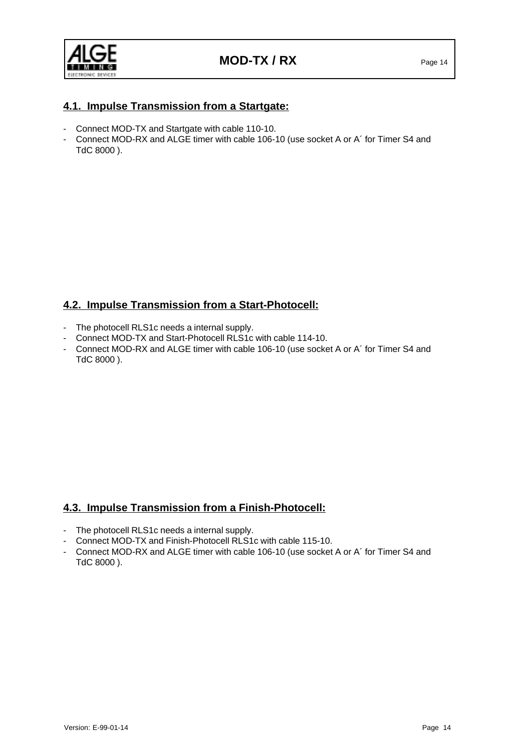## 4.1. Impulse Transmission from a Startgate:

- Connect MOD-TX and Startgate with cable 110-10.
- Connect MOD-RX and ALGE timer with cable 106-10 (use socket A or A´ for Timer S4 and TdC 8000 ).

## 4.2. Impulse Transmission from a Start-Photocell:

- The photocell RLS1c needs a internal supply.
- Connect MOD-TX and Start-Photocell RLS1c with cable 114-10.
- Connect MOD-RX and ALGE timer with cable 106-10 (use socket A or A´ for Timer S4 and TdC 8000 ).

## 4.3. Impulse Transmission from a Finish-Photocell:

- The photocell RLS1c needs a internal supply.
- Connect MOD-TX and Finish-Photocell RLS1c with cable 115-10.
- Connect MOD-RX and ALGE timer with cable 106-10 (use socket A or A´ for Timer S4 and TdC 8000 ).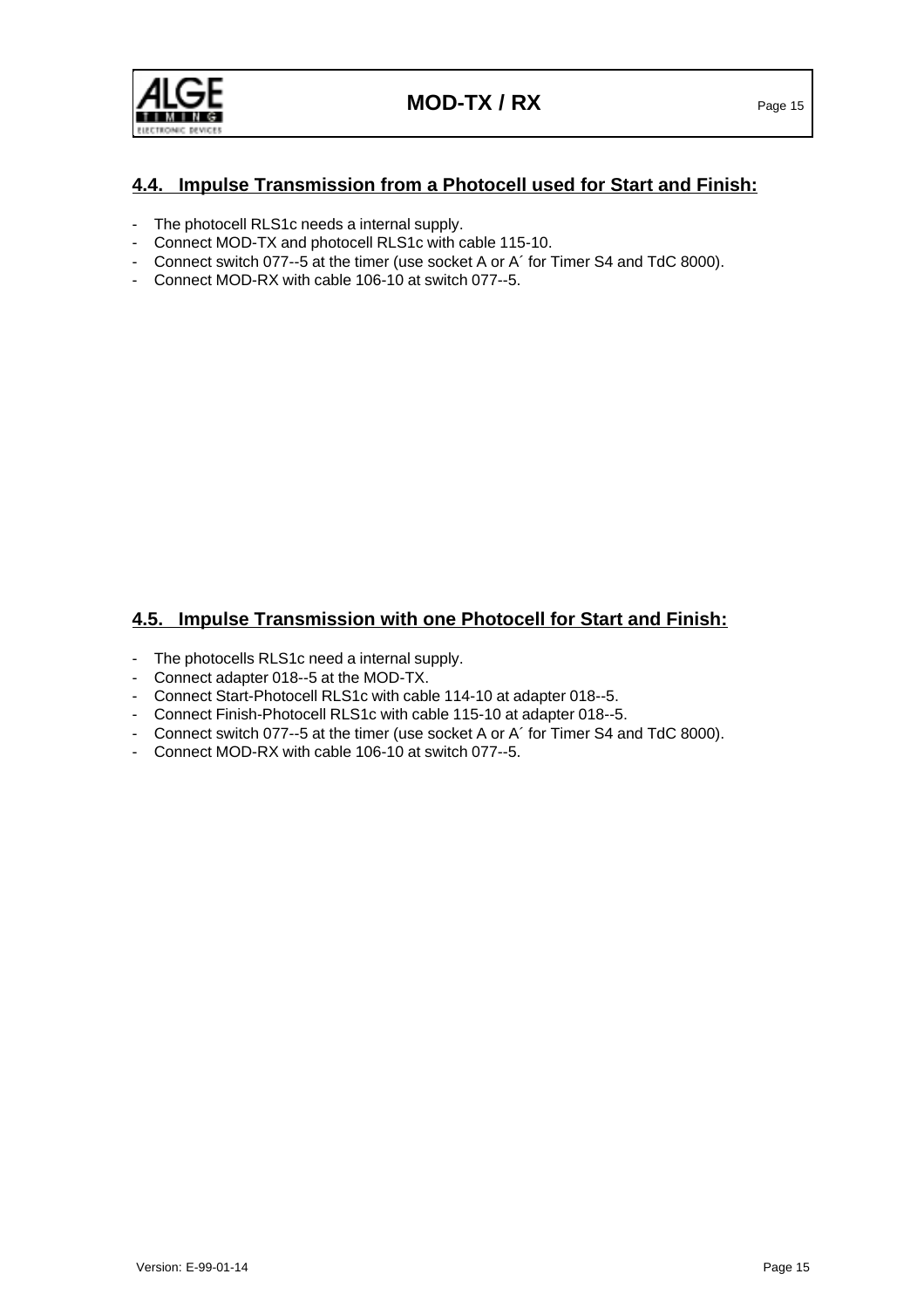## 4.4. Impulse Transmission from a Photocell used for Start and Finish:

- The photocell RLS1c needs a internal supply.
- Connect MOD-TX and photocell RLS1c with cable 115-10.
- Connect switch 077--5 at the timer (use socket A or A´ for Timer S4 and TdC 8000).
- Connect MOD-RX with cable 106-10 at switch 077--5.

## 4.5. Impulse Transmission with one Photocell for Start and Finish:

- The photocells RLS1c need a internal supply.
- Connect adapter 018--5 at the MOD-TX.
- Connect Start-Photocell RLS1c with cable 114-10 at adapter 018--5.
- Connect Finish-Photocell RLS1c with cable 115-10 at adapter 018--5.
- Connect switch 077--5 at the timer (use socket A or A´ for Timer S4 and TdC 8000).
- Connect MOD-RX with cable 106-10 at switch 077--5.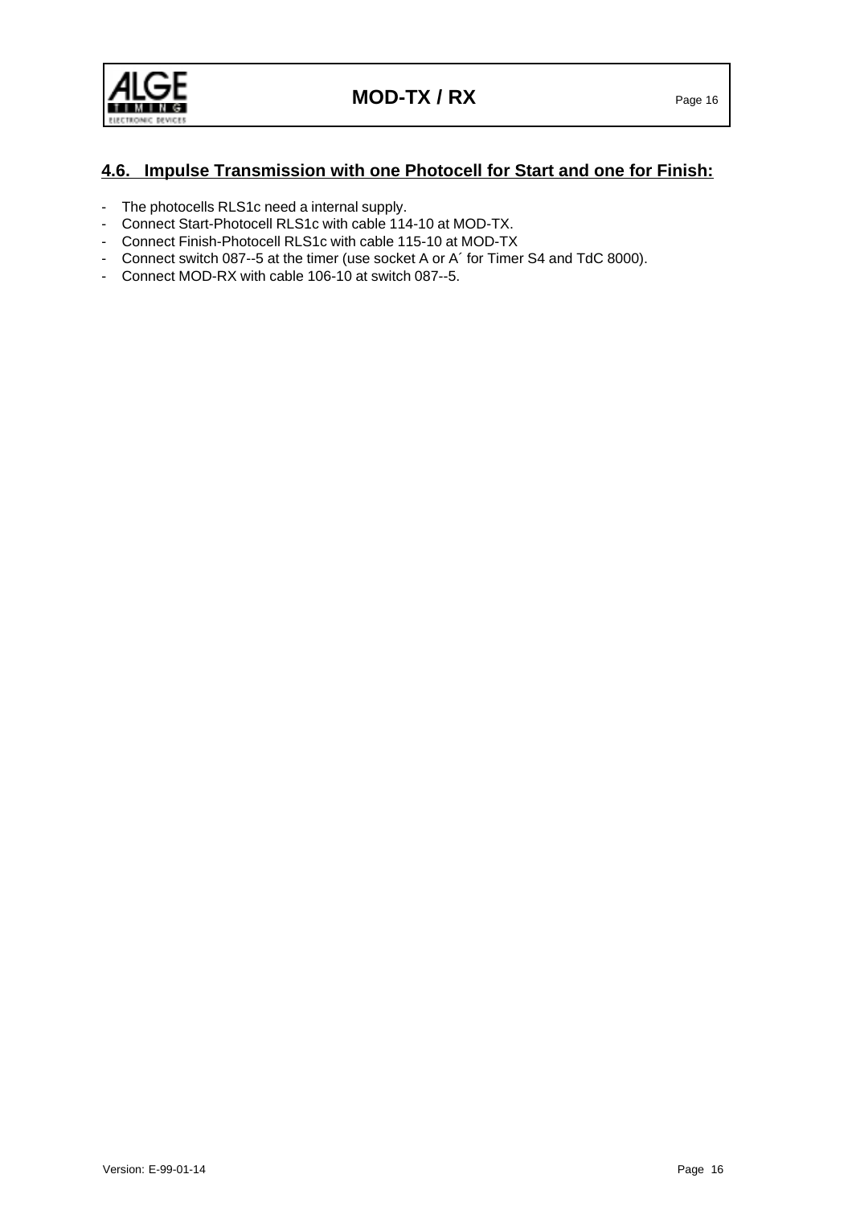## 4.6. Impulse Transmission with one Photocell for Start and one for Finish:

- The photocells RLS1c need a internal supply.
- Connect Start-Photocell RLS1c with cable 114-10 at MOD-TX.
- Connect Finish-Photocell RLS1c with cable 115-10 at MOD-TX
- Connect switch 087--5 at the timer (use socket A or A´ for Timer S4 and TdC 8000).
- Connect MOD-RX with cable 106-10 at switch 087--5.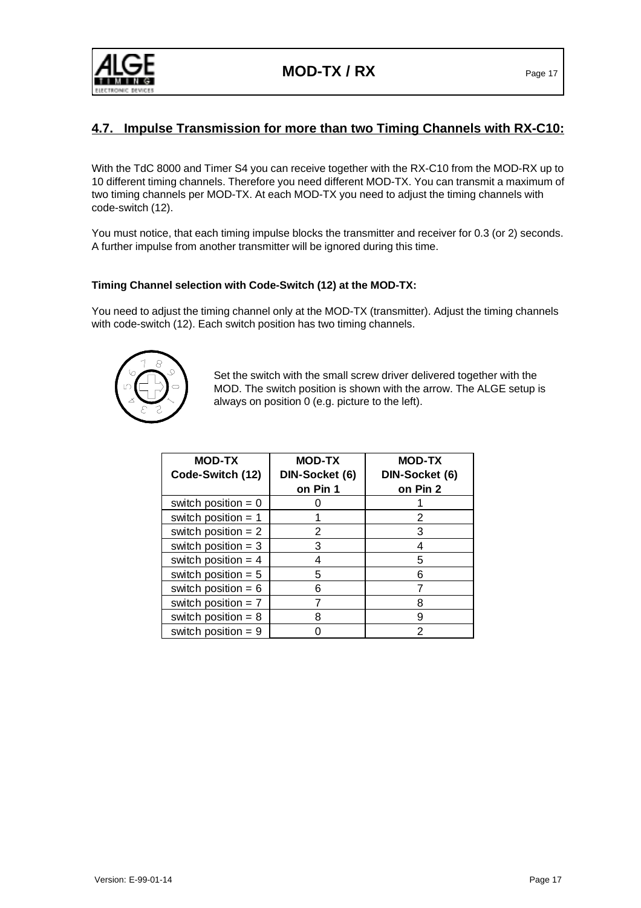## 4.7. Impulse Transmission for more than two Timing Channels with RX-C10:

With the TdC 8000 and Timer S4 you can receive together with the RX-C10 from the MOD-RX up to 10 different timing channels. Therefore you need different MOD-TX. You can transmit a maximum of two timing channels per MOD-TX. At each MOD-TX you need to adjust the timing channels with code-switch (12).

You must notice, that each timing impulse blocks the transmitter and receiver for 0.3 (or 2) seconds. A further impulse from another transmitter will be ignored during this time.

**Timing Channel selection with Code-Switch (12) at the MOD-TX:**

You need to adjust the timing channel only at the MOD-TX (transmitter). Adjust the timing channels with code-switch (12). Each switch position has two timing channels.

Set the switch with the small screw driver delivered together with the MOD. The switch position is shown with the arrow. The ALGE setup is always on position 0 (e.g. picture to the left).

| MOD-TX Code-Switch (12) | MOD-TX DIN-Socket (6) on Pin 1 | MOD-TX DIN-Socket (6) on Pin 2 |
|---|---|---|
| switch position = 0 | 0 | 1 |
| switch position = 1 | 1 | 2 |
| switch position = 2 | 2 | 3 |
| switch position = 3 | 3 | 4 |
| switch position = 4 | 4 | 5 |
| switch position = 5 | 5 | 6 |
| switch position = 6 | 6 | 7 |
| switch position = 7 | 7 | 8 |
| switch position = 8 | 8 | 9 |
| switch position = 9 | 0 | 2 |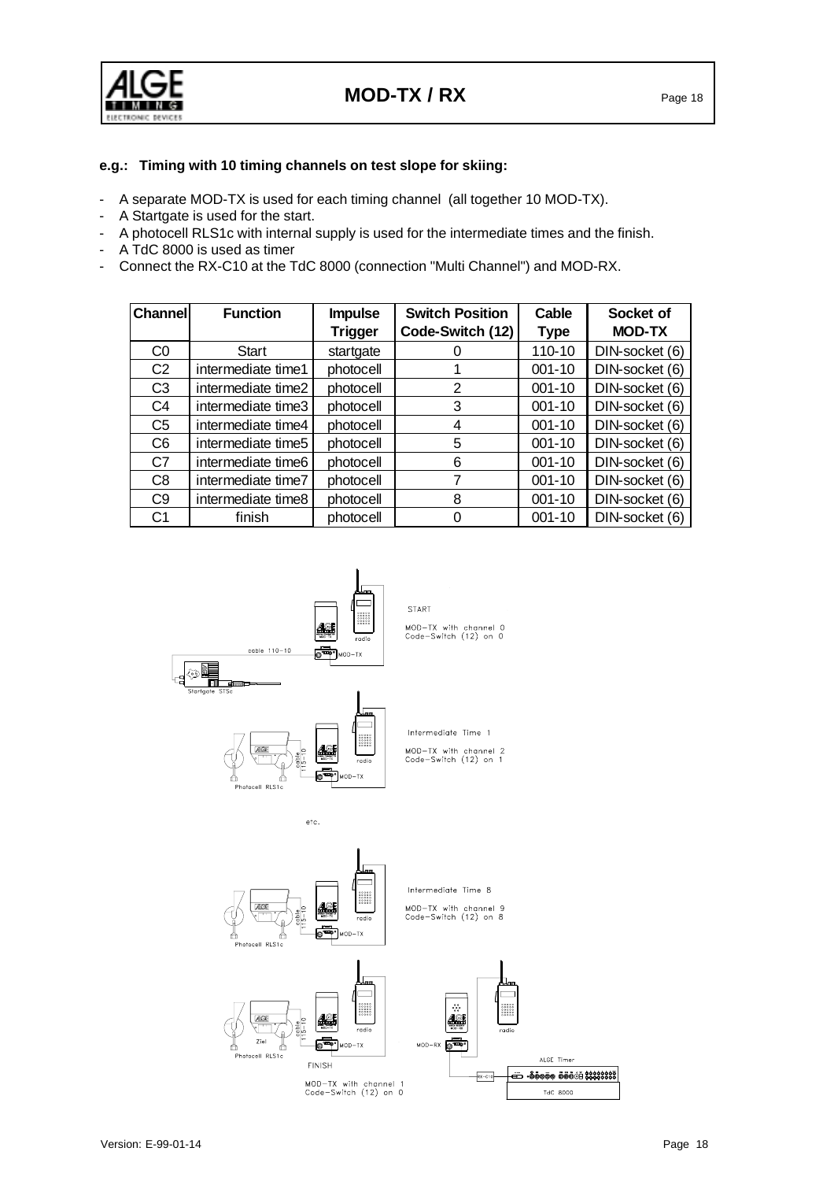**e.g.: Timing with 10 timing channels on test slope for skiing:**

- A separate MOD-TX is used for each timing channel (all together 10 MOD-TX).
- A Startgate is used for the start.
- A photocell RLS1c with internal supply is used for the intermediate times and the finish.
- A TdC 8000 is used as timer
- Connect the RX-C10 at the TdC 8000 (connection "Multi Channel") and MOD-RX.

| Channel | Function | Impulse Trigger | Switch Position Code-Switch (12) | Cable Type | Socket of MOD-TX |
|---|---|---|---|---|---|
| C0 | Start | startgate | 0 | 110-10 | DIN-socket (6) |
| C2 | intermediate time1 | photocell | 1 | 001-10 | DIN-socket (6) |
| C3 | intermediate time2 | photocell | 2 | 001-10 | DIN-socket (6) |
| C4 | intermediate time3 | photocell | 3 | 001-10 | DIN-socket (6) |
| C5 | intermediate time4 | photocell | 4 | 001-10 | DIN-socket (6) |
| C6 | intermediate time5 | photocell | 5 | 001-10 | DIN-socket (6) |
| C7 | intermediate time6 | photocell | 6 | 001-10 | DIN-socket (6) |
| C8 | intermediate time7 | photocell | 7 | 001-10 | DIN-socket (6) |
| C9 | intermediate time8 | photocell | 8 | 001-10 | DIN-socket (6) |
| C1 | finish | photocell | 0 | 001-10 | DIN-socket (6) |

START
MOD-TX with channel 0
Code-Switch (12) on 0

Intermediate Time 1
MOD-TX with channel 2
Code-Switch (12) on 1

etc.

Intermediate Time 8
MOD-TX with channel 9
Code-Switch (12) on 8

FINISH
MOD-TX with channel 1
Code-Switch (12) on 0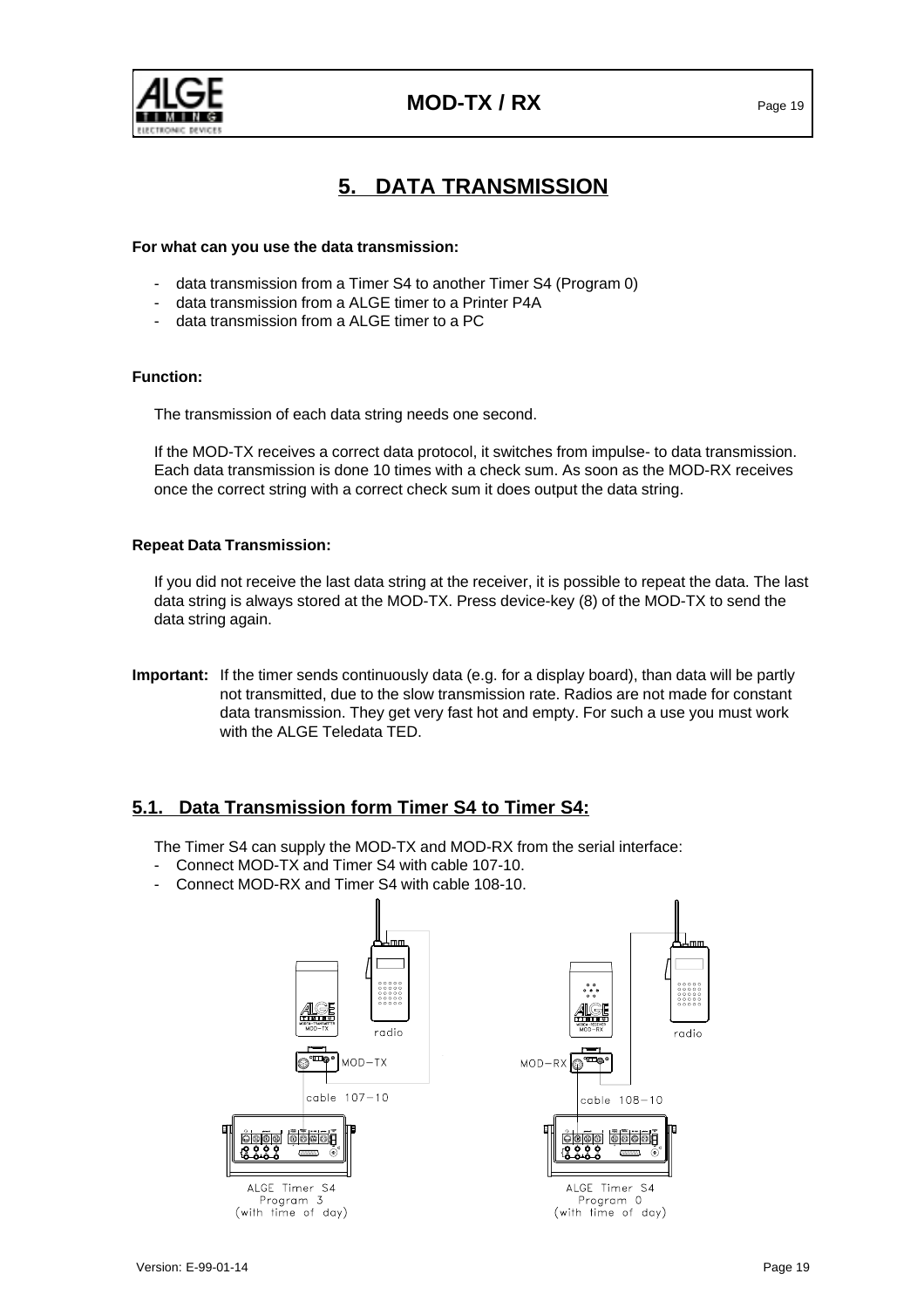# 5. DATA TRANSMISSION

**For what can you use the data transmission:**

- data transmission from a Timer S4 to another Timer S4 (Program 0)
- data transmission from a ALGE timer to a Printer P4A
- data transmission from a ALGE timer to a PC

**Function:**

The transmission of each data string needs one second.

If the MOD-TX receives a correct data protocol, it switches from impulse- to data transmission. Each data transmission is done 10 times with a check sum. As soon as the MOD-RX receives once the correct string with a correct check sum it does output the data string.

**Repeat Data Transmission:**

If you did not receive the last data string at the receiver, it is possible to repeat the data. The last data string is always stored at the MOD-TX. Press device-key (8) of the MOD-TX to send the data string again.

**Important:** If the timer sends continuously data (e.g. for a display board), than data will be partly not transmitted, due to the slow transmission rate. Radios are not made for constant data transmission. They get very fast hot and empty. For such a use you must work with the ALGE Teledata TED.

## 5.1. Data Transmission form Timer S4 to Timer S4:

The Timer S4 can supply the MOD-TX and MOD-RX from the serial interface:

- Connect MOD-TX and Timer S4 with cable 107-10.
- Connect MOD-RX and Timer S4 with cable 108-10.

MOD-TX, radio, cable 107-10, ALGE Timer S4 Program 3 (with time of day)

MOD-RX, radio, cable 108-10, ALGE Timer S4 Program 0 (with time of day)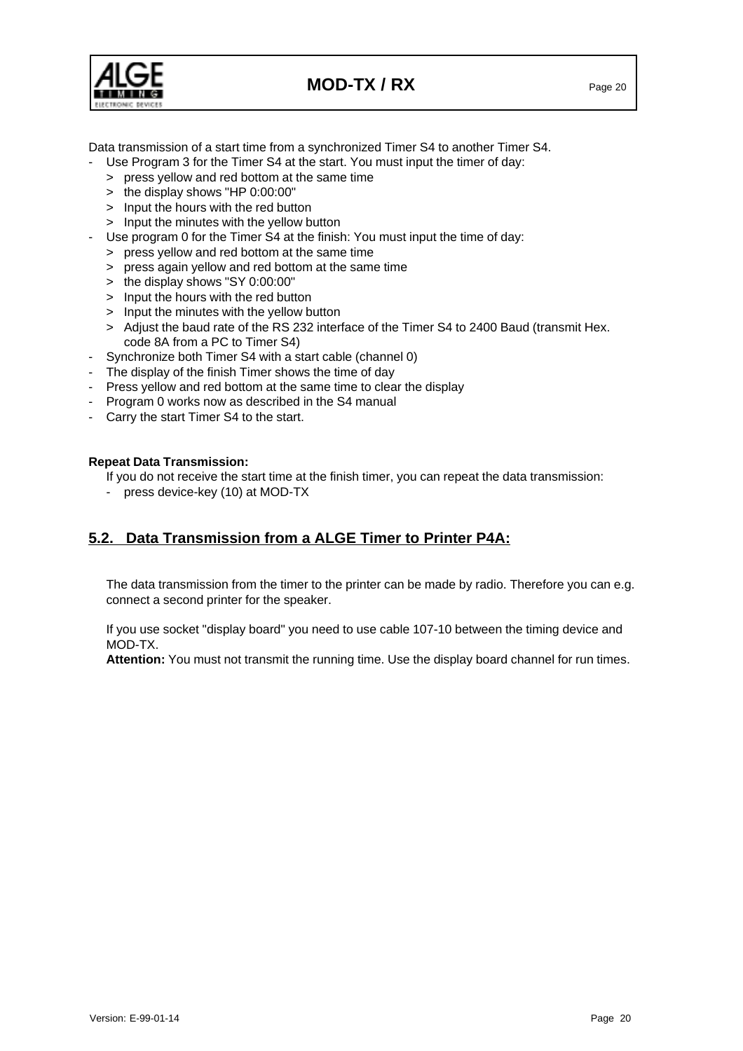Data transmission of a start time from a synchronized Timer S4 to another Timer S4.

- Use Program 3 for the Timer S4 at the start. You must input the timer of day:
  - > press yellow and red bottom at the same time
  - > the display shows "HP 0:00:00"
  - > Input the hours with the red button
  - > Input the minutes with the yellow button
- Use program 0 for the Timer S4 at the finish: You must input the time of day:
  - > press yellow and red bottom at the same time
  - > press again yellow and red bottom at the same time
  - > the display shows "SY 0:00:00"
  - > Input the hours with the red button
  - > Input the minutes with the yellow button
  - > Adjust the baud rate of the RS 232 interface of the Timer S4 to 2400 Baud (transmit Hex. code 8A from a PC to Timer S4)
- Synchronize both Timer S4 with a start cable (channel 0)
- The display of the finish Timer shows the time of day
- Press yellow and red bottom at the same time to clear the display
- Program 0 works now as described in the S4 manual
- Carry the start Timer S4 to the start.

**Repeat Data Transmission:**

If you do not receive the start time at the finish timer, you can repeat the data transmission:

- press device-key (10) at MOD-TX

## 5.2. Data Transmission from a ALGE Timer to Printer P4A:

The data transmission from the timer to the printer can be made by radio. Therefore you can e.g. connect a second printer for the speaker.

If you use socket "display board" you need to use cable 107-10 between the timing device and MOD-TX.

**Attention:** You must not transmit the running time. Use the display board channel for run times.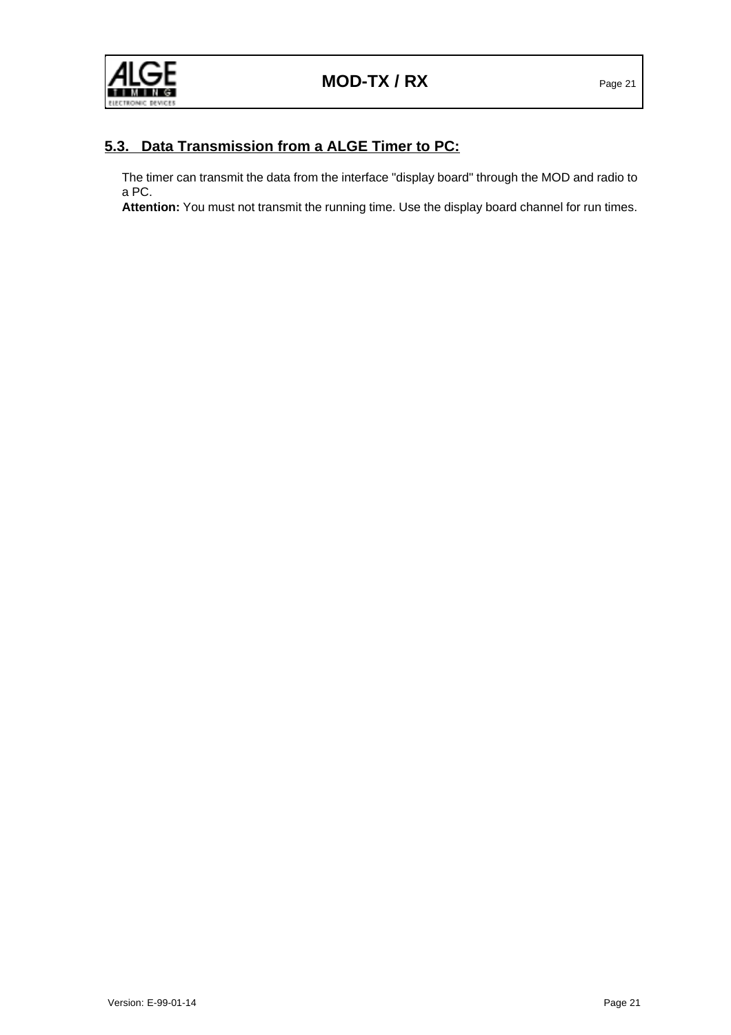## 5.3. Data Transmission from a ALGE Timer to PC:

The timer can transmit the data from the interface "display board" through the MOD and radio to a PC.

**Attention:** You must not transmit the running time. Use the display board channel for run times.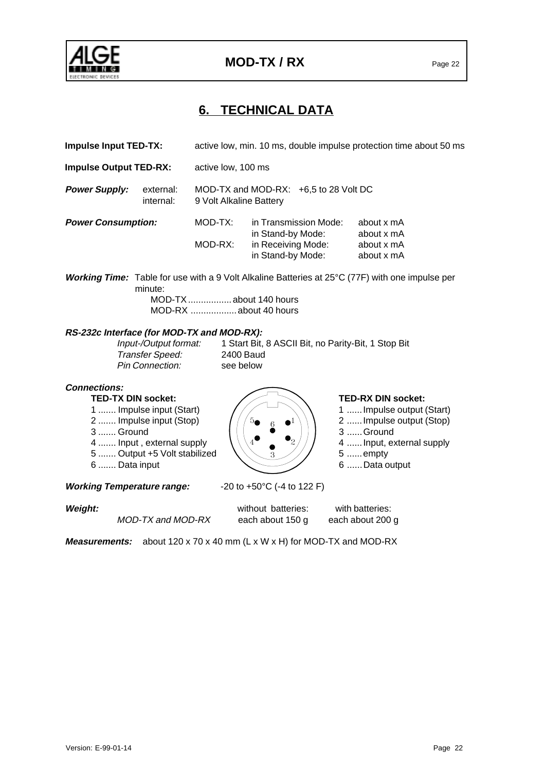# 6. TECHNICAL DATA

**Impulse Input TED-TX:** active low, min. 10 ms, double impulse protection time about 50 ms

**Impulse Output TED-RX:** active low, 100 ms

***Power Supply:*** external: MOD-TX and MOD-RX: +6,5 to 28 Volt DC
internal: 9 Volt Alkaline Battery

***Power Consumption:***

| | | |
|---|---|---|
| MOD-TX: | in Transmission Mode: | about x mA |
| | in Stand-by Mode: | about x mA |
| MOD-RX: | in Receiving Mode: | about x mA |
| | in Stand-by Mode: | about x mA |

***Working Time:*** Table for use with a 9 Volt Alkaline Batteries at 25°C (77F) with one impulse per minute:

MOD-TX ................. about 140 hours
MOD-RX .................. about 40 hours

***RS-232c Interface (for MOD-TX and MOD-RX):***

*Input-/Output format:* 1 Start Bit, 8 ASCII Bit, no Parity-Bit, 1 Stop Bit
*Transfer Speed:* 2400 Baud
*Pin Connection:* see below

***Connections:***

**TED-TX DIN socket:**

1 ....... Impulse input (Start)
2 ....... Impulse input (Stop)
3 ....... Ground
4 ....... Input , external supply
5 ....... Output +5 Volt stabilized
6 ....... Data input

**TED-RX DIN socket:**

1 ...... Impulse output (Start)
2 ...... Impulse output (Stop)
3 ...... Ground
4 ...... Input, external supply
5 ...... empty
6 ...... Data output

***Working Temperature range:*** -20 to +50°C (-4 to 122 F)

***Weight:***

| | without batteries: | with batteries: |
|---|---|---|
| *MOD-TX and MOD-RX* | each about 150 g | each about 200 g |

***Measurements:*** about 120 x 70 x 40 mm (L x W x H) for MOD-TX and MOD-RX